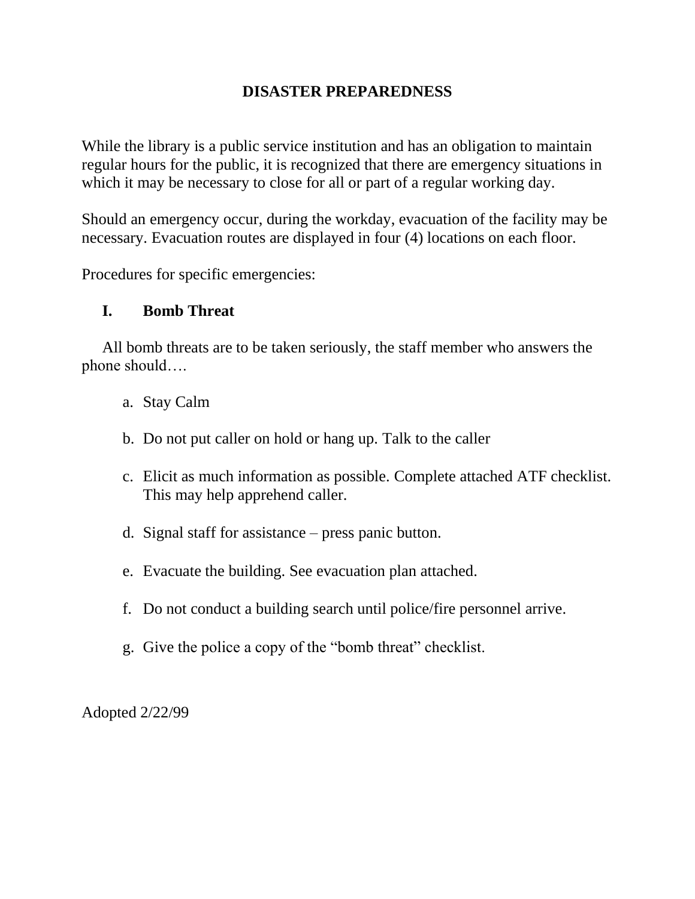# DISASTER PREPAREDNESS

While the library is a public service institution and has an obligation to maintain regular hours for the public, it is recognized that there are emergency situations in which it may be necessary to close for all or part of a regular working day.

Should an emergency occur, during the workday, evacuation of the facility may be necessary. Evacuation routes are displayed in four (4) locations on each floor.

Procedures for specific emergencies:

## I. Bomb Threat

All bomb threats are to be taken seriously, the staff member who answers the phone should….

a. Stay Calm

b. Do not put caller on hold or hang up. Talk to the caller

c. Elicit as much information as possible. Complete attached ATF checklist. This may help apprehend caller.

d. Signal staff for assistance – press panic button.

e. Evacuate the building. See evacuation plan attached.

f. Do not conduct a building search until police/fire personnel arrive.

g. Give the police a copy of the "bomb threat" checklist.

Adopted 2/22/99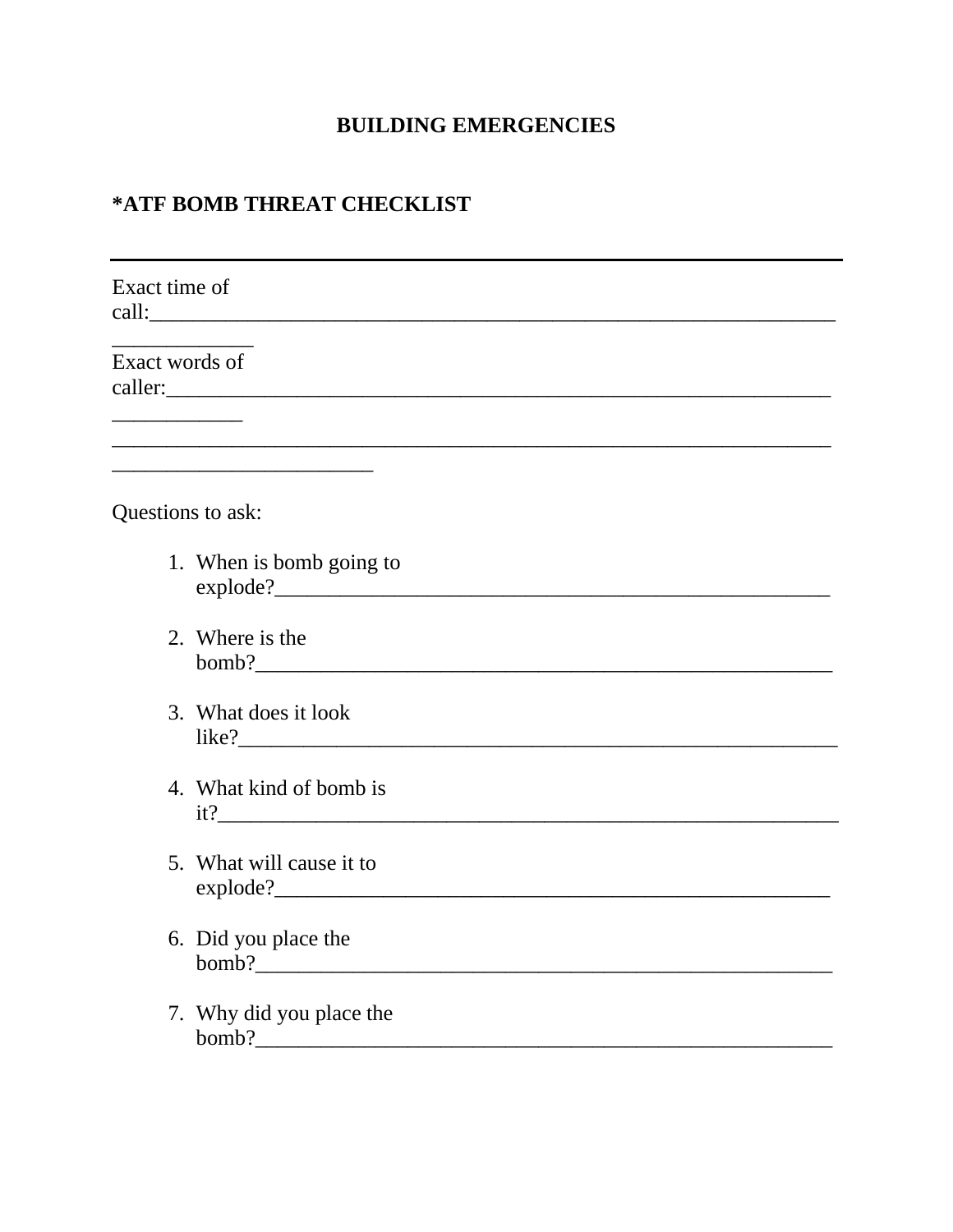## BUILDING EMERGENCIES

### *ATF BOMB THREAT CHECKLIST

---

Exact time of call:_________________________________________________________________

Exact words of caller:________________________________________________________________

____________________________________________________________________________________

Questions to ask:

1. When is bomb going to explode?____________________________________________________
2. Where is the bomb?____________________________________________________________
3. What does it look like?__________________________________________________________
4. What kind of bomb is it?_________________________________________________________
5. What will cause it to explode?_____________________________________________________
6. Did you place the bomb?_________________________________________________________
7. Why did you place the bomb?_____________________________________________________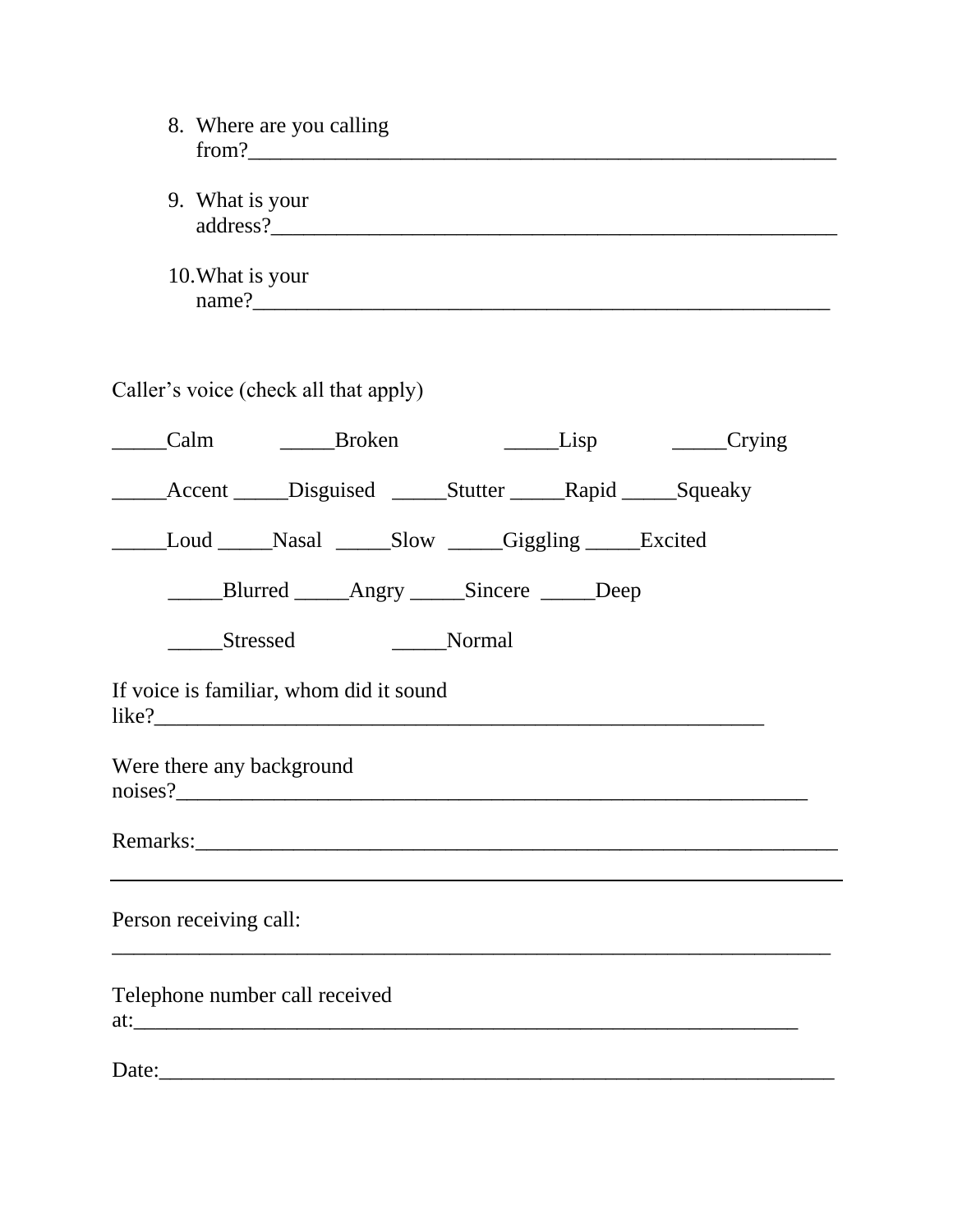8. Where are you calling from?\_\_\_\_\_\_\_\_\_\_\_\_\_\_\_\_\_\_\_\_\_\_\_\_\_\_\_\_\_\_\_\_\_\_\_\_\_\_\_\_\_\_\_\_\_\_\_\_\_\_\_\_\_\_\_\_

9. What is your address?\_\_\_\_\_\_\_\_\_\_\_\_\_\_\_\_\_\_\_\_\_\_\_\_\_\_\_\_\_\_\_\_\_\_\_\_\_\_\_\_\_\_\_\_\_\_\_\_\_\_\_\_\_\_

10. What is your name?\_\_\_\_\_\_\_\_\_\_\_\_\_\_\_\_\_\_\_\_\_\_\_\_\_\_\_\_\_\_\_\_\_\_\_\_\_\_\_\_\_\_\_\_\_\_\_\_\_\_\_\_\_\_\_

Caller's voice (check all that apply)

\_\_\_\_\_Calm \_\_\_\_\_Broken \_\_\_\_\_Lisp \_\_\_\_\_Crying

\_\_\_\_\_Accent \_\_\_\_\_Disguised \_\_\_\_\_Stutter \_\_\_\_\_Rapid \_\_\_\_\_Squeaky

\_\_\_\_\_Loud \_\_\_\_\_Nasal \_\_\_\_\_Slow \_\_\_\_\_Giggling \_\_\_\_\_Excited

\_\_\_\_\_Blurred \_\_\_\_\_Angry \_\_\_\_\_Sincere \_\_\_\_\_Deep

\_\_\_\_\_Stressed \_\_\_\_\_Normal

If voice is familiar, whom did it sound like?\_\_\_\_\_\_\_\_\_\_\_\_\_\_\_\_\_\_\_\_\_\_\_\_\_\_\_\_\_\_\_\_\_\_\_\_\_\_\_\_\_\_\_\_\_\_\_\_\_\_\_\_\_\_\_\_\_\_\_

Were there any background noises?\_\_\_\_\_\_\_\_\_\_\_\_\_\_\_\_\_\_\_\_\_\_\_\_\_\_\_\_\_\_\_\_\_\_\_\_\_\_\_\_\_\_\_\_\_\_\_\_\_\_\_\_\_\_\_\_\_\_\_\_

Remarks:\_\_\_\_\_\_\_\_\_\_\_\_\_\_\_\_\_\_\_\_\_\_\_\_\_\_\_\_\_\_\_\_\_\_\_\_\_\_\_\_\_\_\_\_\_\_\_\_\_\_\_\_\_\_\_\_\_\_\_\_\_\_

---

Person receiving call:
\_\_\_\_\_\_\_\_\_\_\_\_\_\_\_\_\_\_\_\_\_\_\_\_\_\_\_\_\_\_\_\_\_\_\_\_\_\_\_\_\_\_\_\_\_\_\_\_\_\_\_\_\_\_\_\_\_\_\_\_\_\_\_\_\_\_\_\_\_\_

Telephone number call received at:\_\_\_\_\_\_\_\_\_\_\_\_\_\_\_\_\_\_\_\_\_\_\_\_\_\_\_\_\_\_\_\_\_\_\_\_\_\_\_\_\_\_\_\_\_\_\_\_\_\_\_\_\_\_\_\_\_\_\_\_\_\_\_\_\_

Date:\_\_\_\_\_\_\_\_\_\_\_\_\_\_\_\_\_\_\_\_\_\_\_\_\_\_\_\_\_\_\_\_\_\_\_\_\_\_\_\_\_\_\_\_\_\_\_\_\_\_\_\_\_\_\_\_\_\_\_\_\_\_\_\_\_\_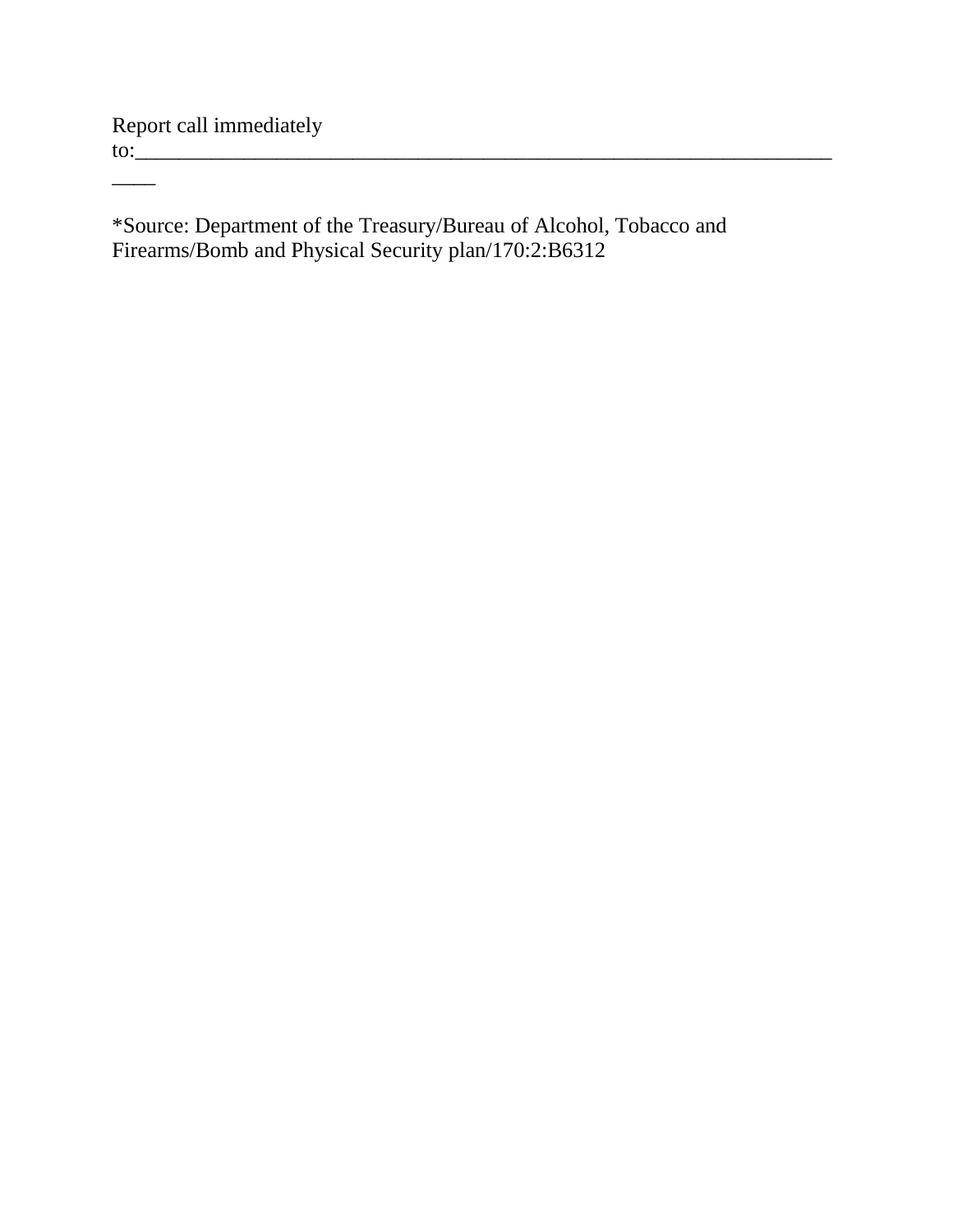Report call immediately to:_________________________________________________________________

*Source: Department of the Treasury/Bureau of Alcohol, Tobacco and Firearms/Bomb and Physical Security plan/170:2:B6312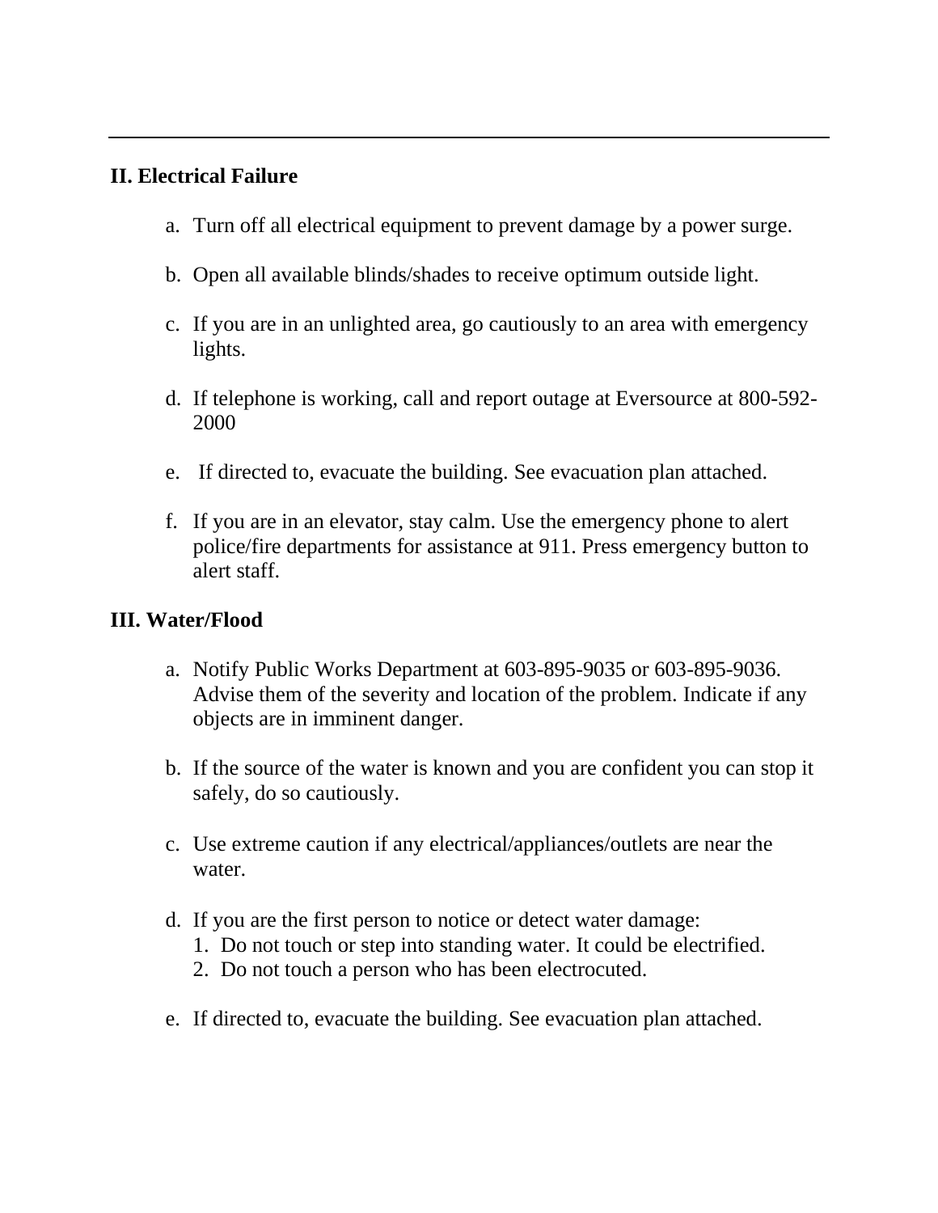## II. Electrical Failure

a. Turn off all electrical equipment to prevent damage by a power surge.

b. Open all available blinds/shades to receive optimum outside light.

c. If you are in an unlighted area, go cautiously to an area with emergency lights.

d. If telephone is working, call and report outage at Eversource at 800-592-2000

e. If directed to, evacuate the building. See evacuation plan attached.

f. If you are in an elevator, stay calm. Use the emergency phone to alert police/fire departments for assistance at 911. Press emergency button to alert staff.

## III. Water/Flood

a. Notify Public Works Department at 603-895-9035 or 603-895-9036. Advise them of the severity and location of the problem. Indicate if any objects are in imminent danger.

b. If the source of the water is known and you are confident you can stop it safely, do so cautiously.

c. Use extreme caution if any electrical/appliances/outlets are near the water.

d. If you are the first person to notice or detect water damage:
   1. Do not touch or step into standing water. It could be electrified.
   2. Do not touch a person who has been electrocuted.

e. If directed to, evacuate the building. See evacuation plan attached.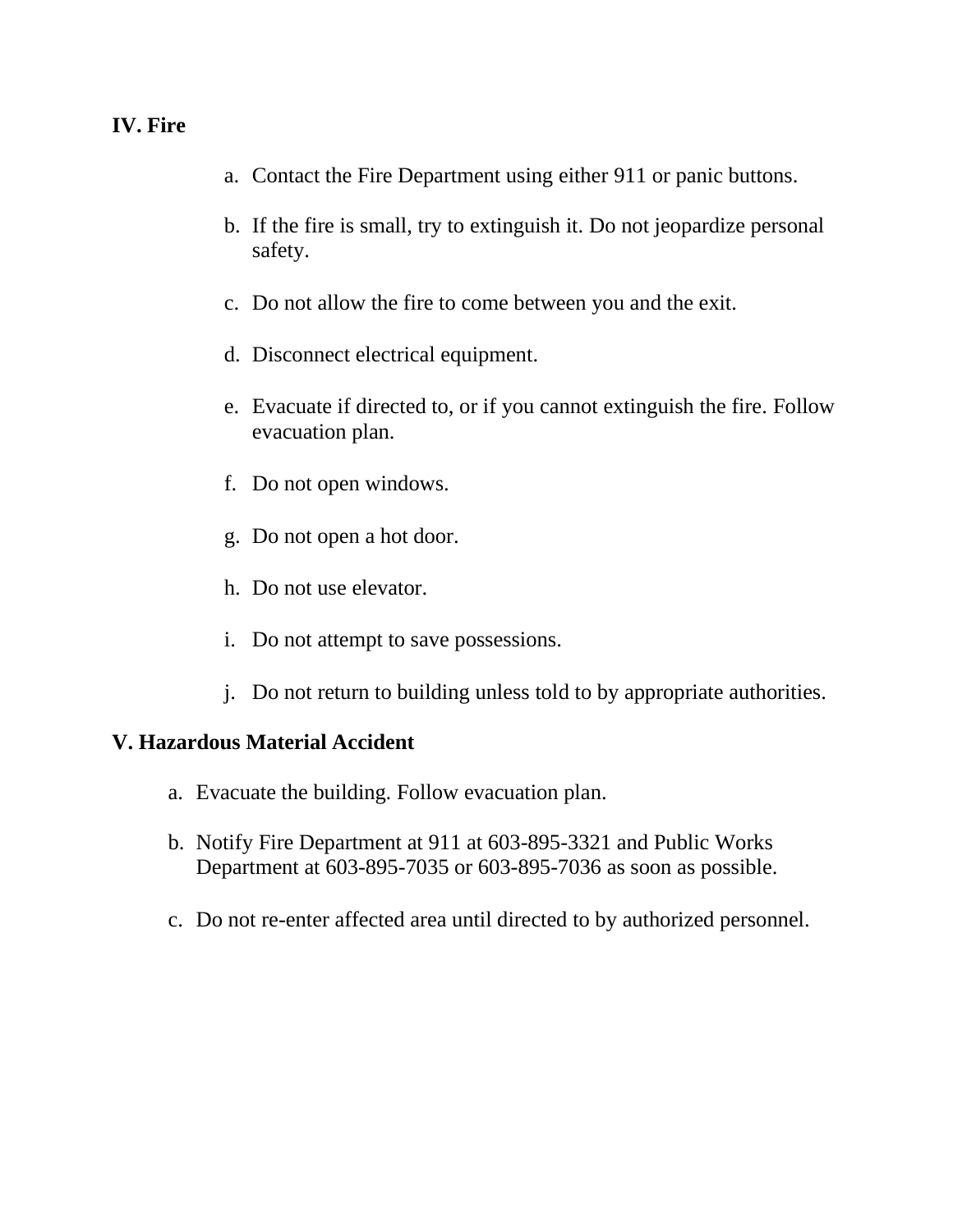**IV. Fire**

a. Contact the Fire Department using either 911 or panic buttons.

b. If the fire is small, try to extinguish it. Do not jeopardize personal safety.

c. Do not allow the fire to come between you and the exit.

d. Disconnect electrical equipment.

e. Evacuate if directed to, or if you cannot extinguish the fire. Follow evacuation plan.

f. Do not open windows.

g. Do not open a hot door.

h. Do not use elevator.

i. Do not attempt to save possessions.

j. Do not return to building unless told to by appropriate authorities.

**V. Hazardous Material Accident**

a. Evacuate the building. Follow evacuation plan.

b. Notify Fire Department at 911 at 603-895-3321 and Public Works Department at 603-895-7035 or 603-895-7036 as soon as possible.

c. Do not re-enter affected area until directed to by authorized personnel.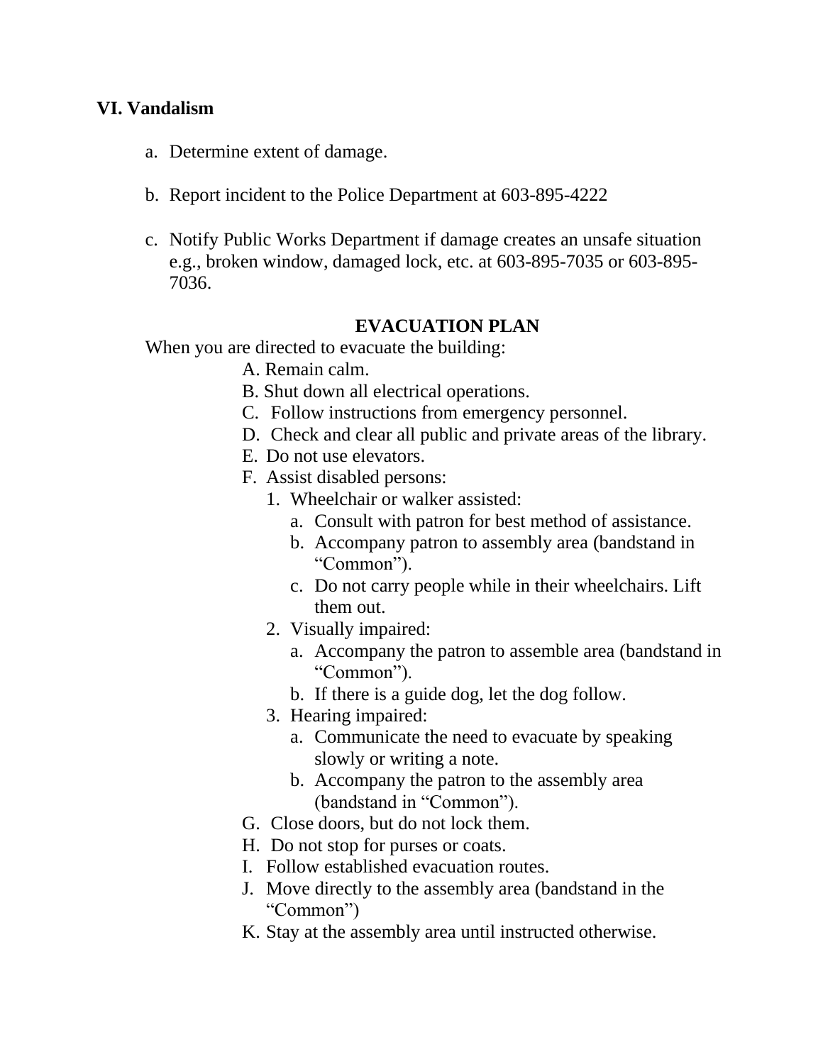## VI. Vandalism

a. Determine extent of damage.

b. Report incident to the Police Department at 603-895-4222

c. Notify Public Works Department if damage creates an unsafe situation e.g., broken window, damaged lock, etc. at 603-895-7035 or 603-895-7036.

## EVACUATION PLAN

When you are directed to evacuate the building:

A. Remain calm.

B. Shut down all electrical operations.

C. Follow instructions from emergency personnel.

D. Check and clear all public and private areas of the library.

E. Do not use elevators.

F. Assist disabled persons:

1. Wheelchair or walker assisted:
    a. Consult with patron for best method of assistance.
    b. Accompany patron to assembly area (bandstand in "Common").
    c. Do not carry people while in their wheelchairs. Lift them out.
2. Visually impaired:
    a. Accompany the patron to assemble area (bandstand in "Common").
    b. If there is a guide dog, let the dog follow.
3. Hearing impaired:
    a. Communicate the need to evacuate by speaking slowly or writing a note.
    b. Accompany the patron to the assembly area (bandstand in "Common").

G. Close doors, but do not lock them.

H. Do not stop for purses or coats.

I. Follow established evacuation routes.

J. Move directly to the assembly area (bandstand in the "Common")

K. Stay at the assembly area until instructed otherwise.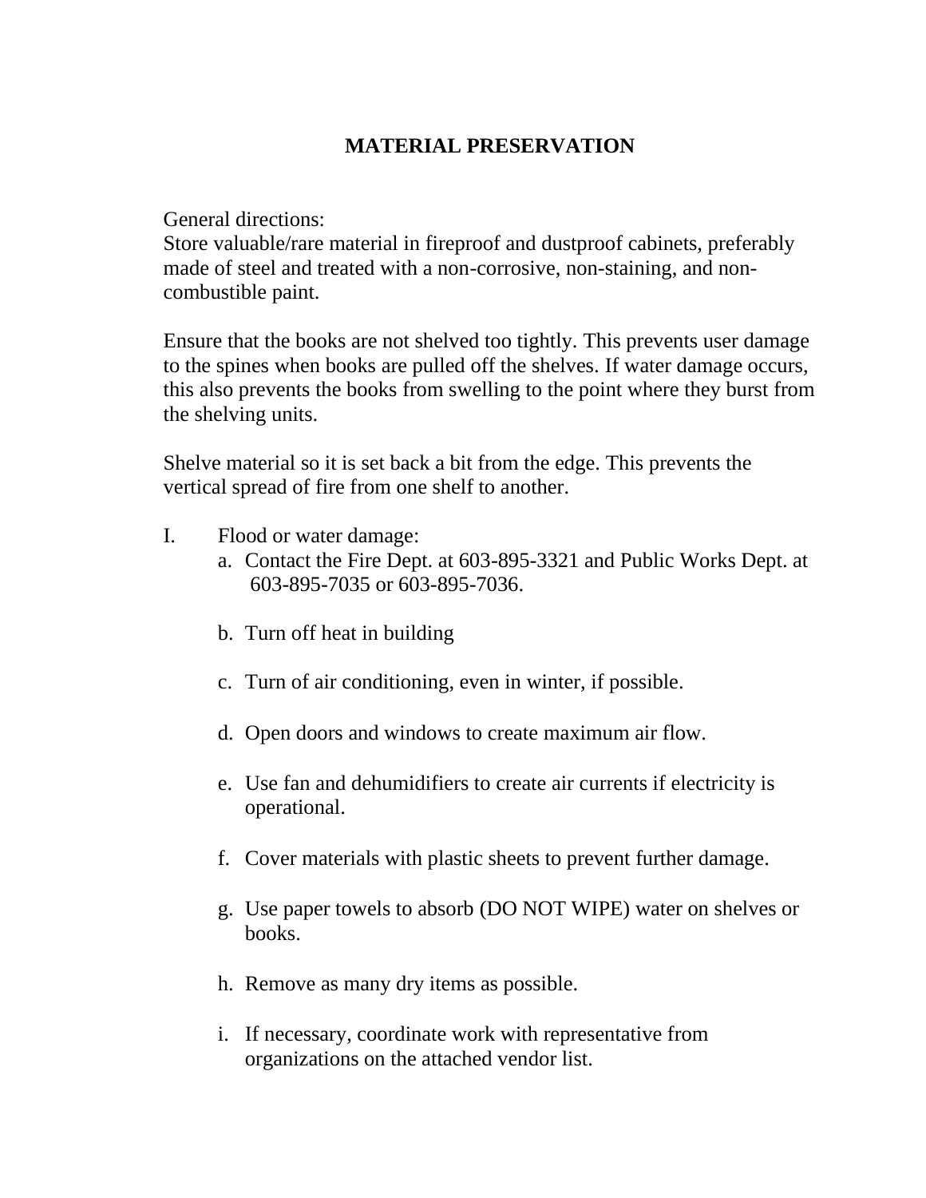# MATERIAL PRESERVATION

General directions:
Store valuable/rare material in fireproof and dustproof cabinets, preferably made of steel and treated with a non-corrosive, non-staining, and non-combustible paint.

Ensure that the books are not shelved too tightly. This prevents user damage to the spines when books are pulled off the shelves. If water damage occurs, this also prevents the books from swelling to the point where they burst from the shelving units.

Shelve material so it is set back a bit from the edge. This prevents the vertical spread of fire from one shelf to another.

I. Flood or water damage:
   a. Contact the Fire Dept. at 603-895-3321 and Public Works Dept. at 603-895-7035 or 603-895-7036.

   b. Turn off heat in building

   c. Turn of air conditioning, even in winter, if possible.

   d. Open doors and windows to create maximum air flow.

   e. Use fan and dehumidifiers to create air currents if electricity is operational.

   f. Cover materials with plastic sheets to prevent further damage.

   g. Use paper towels to absorb (DO NOT WIPE) water on shelves or books.

   h. Remove as many dry items as possible.

   i. If necessary, coordinate work with representative from organizations on the attached vendor list.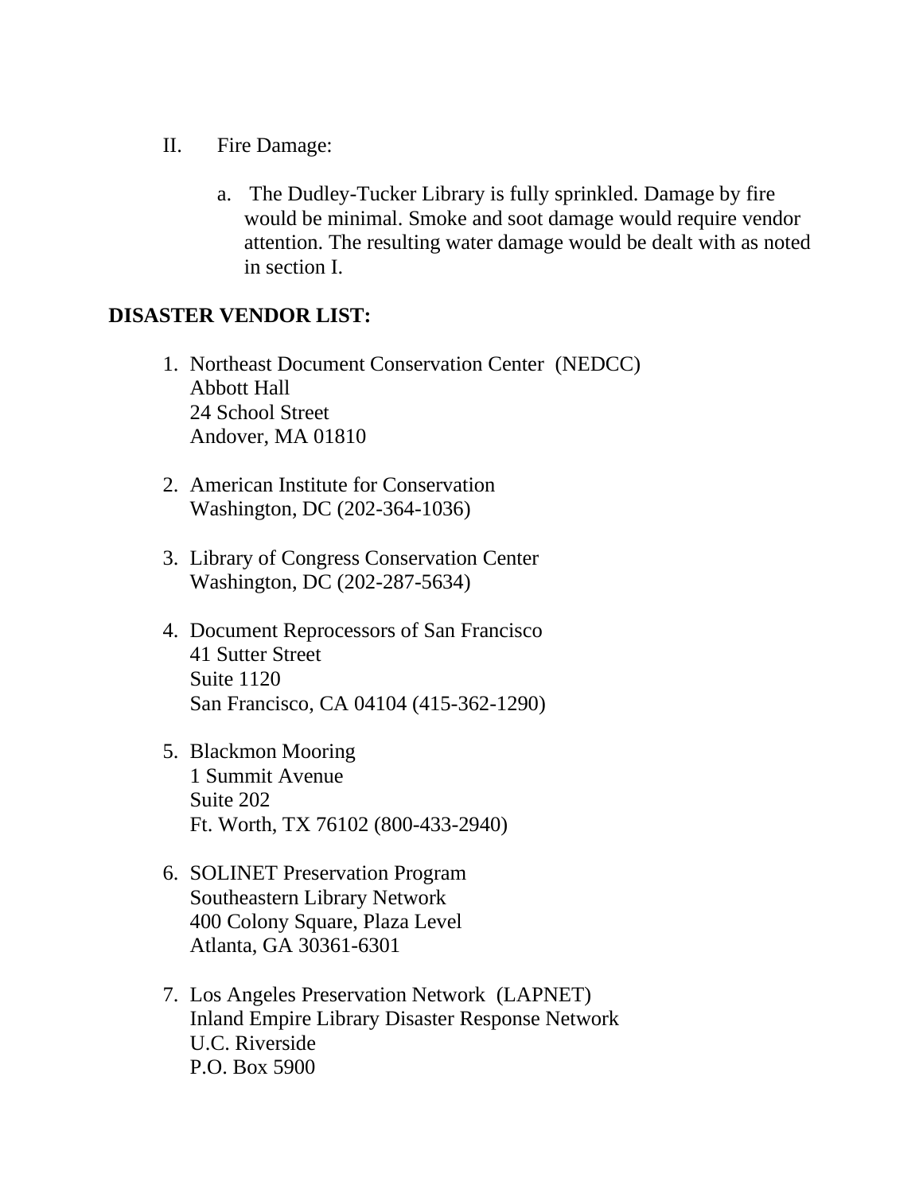II. Fire Damage:

   a. The Dudley-Tucker Library is fully sprinkled. Damage by fire would be minimal. Smoke and soot damage would require vendor attention. The resulting water damage would be dealt with as noted in section I.

**DISASTER VENDOR LIST:**

1. Northeast Document Conservation Center (NEDCC)  
   Abbott Hall  
   24 School Street  
   Andover, MA 01810

2. American Institute for Conservation  
   Washington, DC (202-364-1036)

3. Library of Congress Conservation Center  
   Washington, DC (202-287-5634)

4. Document Reprocessors of San Francisco  
   41 Sutter Street  
   Suite 1120  
   San Francisco, CA 04104 (415-362-1290)

5. Blackmon Mooring  
   1 Summit Avenue  
   Suite 202  
   Ft. Worth, TX 76102 (800-433-2940)

6. SOLINET Preservation Program  
   Southeastern Library Network  
   400 Colony Square, Plaza Level  
   Atlanta, GA 30361-6301

7. Los Angeles Preservation Network (LAPNET)  
   Inland Empire Library Disaster Response Network  
   U.C. Riverside  
   P.O. Box 5900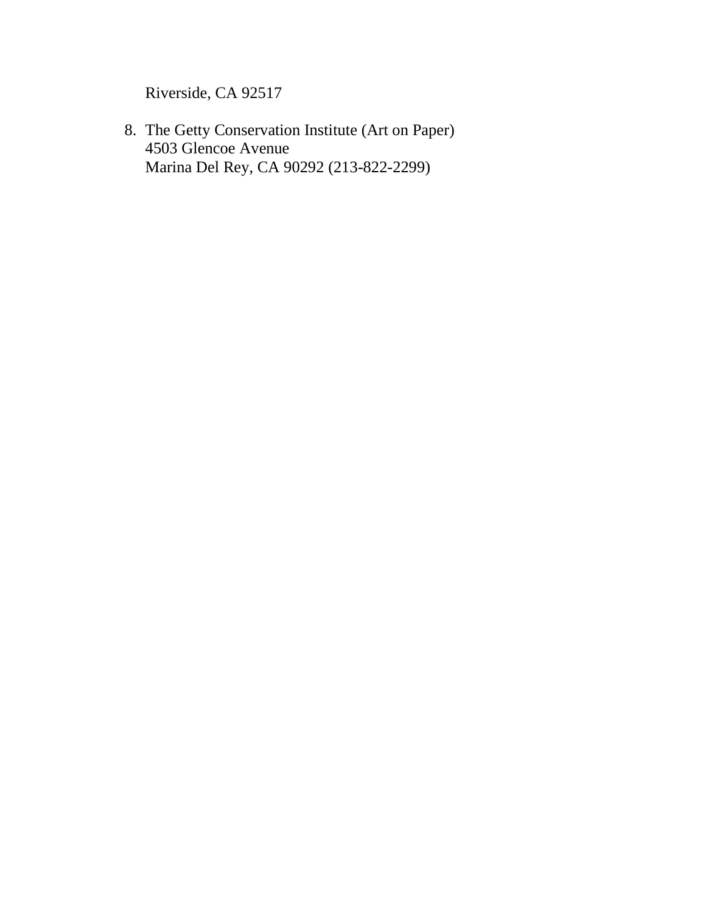Riverside, CA 92517

8. The Getty Conservation Institute (Art on Paper)
   4503 Glencoe Avenue
   Marina Del Rey, CA 90292 (213-822-2299)